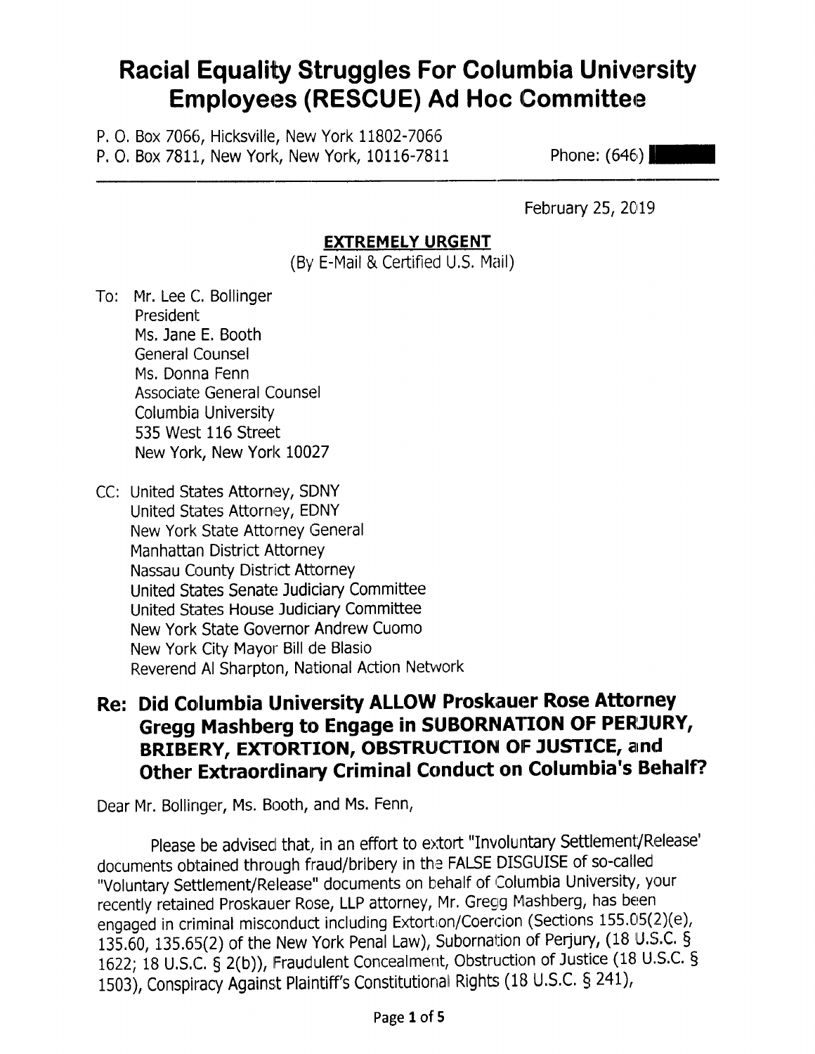# Racial Equality Struggles For Columbia University Employees (RESCUE) Ad Hoc Committee

P. O. Box 7066, Hicksville, New York 11802-7066
P. O. Box 7811, New York, New York, 10116-7811 Phone: (646) ████

February 25, 2019

**EXTREMELY URGENT**
(By E-Mail & Certified U.S. Mail)

To: Mr. Lee C. Bollinger
President
Ms. Jane E. Booth
General Counsel
Ms. Donna Fenn
Associate General Counsel
Columbia University
535 West 116 Street
New York, New York 10027

CC: United States Attorney, SDNY
United States Attorney, EDNY
New York State Attorney General
Manhattan District Attorney
Nassau County District Attorney
United States Senate Judiciary Committee
United States House Judiciary Committee
New York State Governor Andrew Cuomo
New York City Mayor Bill de Blasio
Reverend Al Sharpton, National Action Network

## Re: Did Columbia University ALLOW Proskauer Rose Attorney Gregg Mashberg to Engage in SUBORNATION OF PERJURY, BRIBERY, EXTORTION, OBSTRUCTION OF JUSTICE, and Other Extraordinary Criminal Conduct on Columbia's Behalf?

Dear Mr. Bollinger, Ms. Booth, and Ms. Fenn,

Please be advised that, in an effort to extort "Involuntary Settlement/Release' documents obtained through fraud/bribery in the FALSE DISGUISE of so-called "Voluntary Settlement/Release" documents on behalf of Columbia University, your recently retained Proskauer Rose, LLP attorney, Mr. Gregg Mashberg, has been engaged in criminal misconduct including Extortion/Coercion (Sections 155.05(2)(e), 135.60, 135.65(2) of the New York Penal Law), Subornation of Perjury, (18 U.S.C. § 1622; 18 U.S.C. § 2(b)), Fraudulent Concealment, Obstruction of Justice (18 U.S.C. § 1503), Conspiracy Against Plaintiff's Constitutional Rights (18 U.S.C. § 241),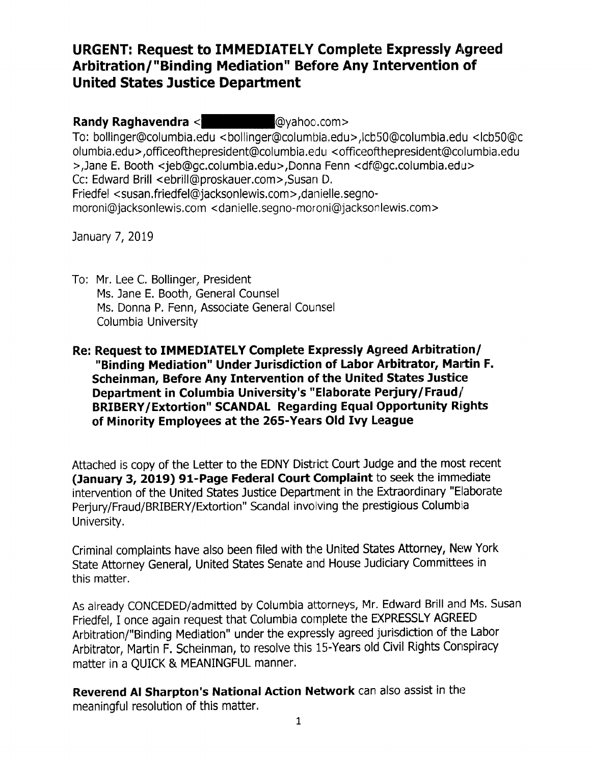# URGENT: Request to IMMEDIATELY Complete Expressly Agreed Arbitration/"Binding Mediation" Before Any Intervention of United States Justice Department

**Randy Raghavendra** <[redacted]@yahoo.com>
To: bollinger@columbia.edu <bollinger@columbia.edu>,lcb50@columbia.edu <lcb50@columbia.edu>,officeofthepresident@columbia.edu <officeofthepresident@columbia.edu>,Jane E. Booth <jeb@gc.columbia.edu>,Donna Fenn <df@gc.columbia.edu>
Cc: Edward Brill <ebrill@proskauer.com>,Susan D. Friedfel <susan.friedfel@jacksonlewis.com>,danielle.segno-moroni@jacksonlewis.com <danielle.segno-moroni@jacksonlewis.com>

January 7, 2019

To: Mr. Lee C. Bollinger, President
Ms. Jane E. Booth, General Counsel
Ms. Donna P. Fenn, Associate General Counsel
Columbia University

**Re: Request to IMMEDIATELY Complete Expressly Agreed Arbitration/ "Binding Mediation" Under Jurisdiction of Labor Arbitrator, Martin F. Scheinman, Before Any Intervention of the United States Justice Department in Columbia University's "Elaborate Perjury/Fraud/ BRIBERY/Extortion" SCANDAL Regarding Equal Opportunity Rights of Minority Employees at the 265-Years Old Ivy League**

Attached is copy of the Letter to the EDNY District Court Judge and the most recent **(January 3, 2019) 91-Page Federal Court Complaint** to seek the immediate intervention of the United States Justice Department in the Extraordinary "Elaborate Perjury/Fraud/BRIBERY/Extortion" Scandal involving the prestigious Columbia University.

Criminal complaints have also been filed with the United States Attorney, New York State Attorney General, United States Senate and House Judiciary Committees in this matter.

As already CONCEDED/admitted by Columbia attorneys, Mr. Edward Brill and Ms. Susan Friedfel, I once again request that Columbia complete the EXPRESSLY AGREED Arbitration/"Binding Mediation" under the expressly agreed jurisdiction of the Labor Arbitrator, Martin F. Scheinman, to resolve this 15-Years old Civil Rights Conspiracy matter in a QUICK & MEANINGFUL manner.

**Reverend Al Sharpton's National Action Network** can also assist in the meaningful resolution of this matter.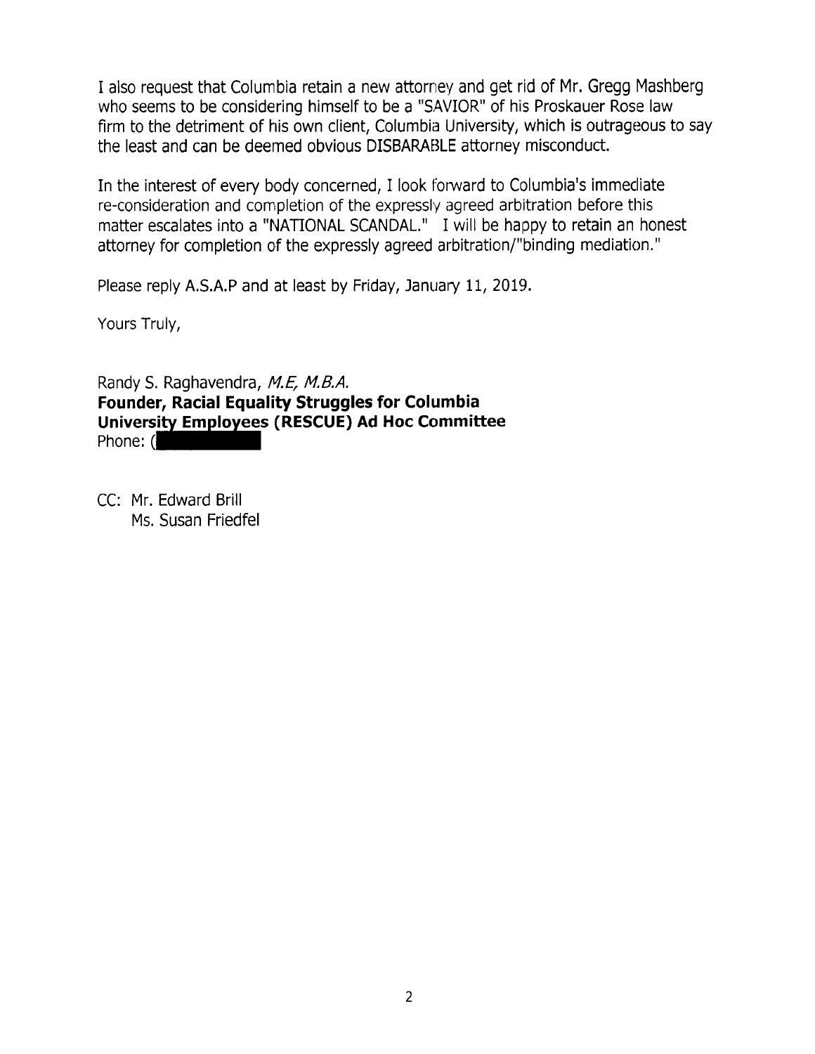I also request that Columbia retain a new attorney and get rid of Mr. Gregg Mashberg who seems to be considering himself to be a "SAVIOR" of his Proskauer Rose law firm to the detriment of his own client, Columbia University, which is outrageous to say the least and can be deemed obvious DISBARABLE attorney misconduct.

In the interest of every body concerned, I look forward to Columbia's immediate re-consideration and completion of the expressly agreed arbitration before this matter escalates into a "NATIONAL SCANDAL." I will be happy to retain an honest attorney for completion of the expressly agreed arbitration/"binding mediation."

Please reply A.S.A.P and at least by Friday, January 11, 2019.

Yours Truly,

Randy S. Raghavendra, *M.E, M.B.A.*
**Founder, Racial Equality Struggles for Columbia University Employees (RESCUE) Ad Hoc Committee**
Phone: (

CC: Mr. Edward Brill
Ms. Susan Friedfel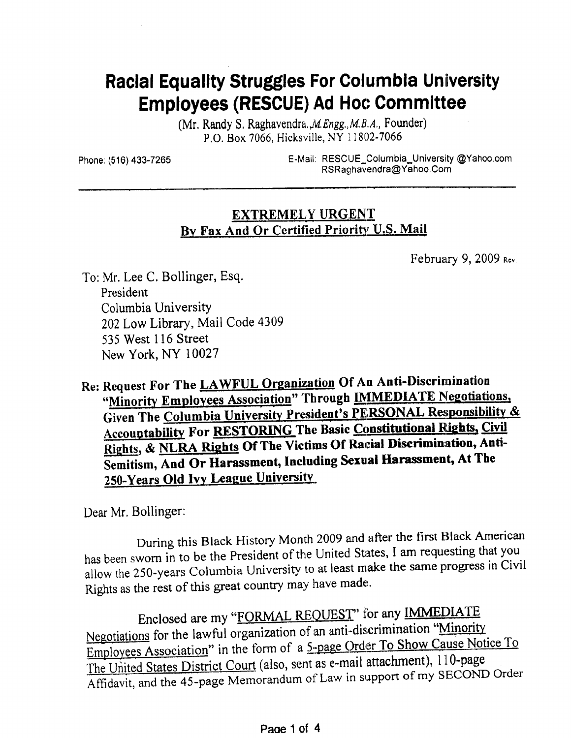# Racial Equality Struggles For Columbia University Employees (RESCUE) Ad Hoc Committee

(Mr. Randy S. Raghavendra.,*M.Engg.,M.B.A.*, Founder)
P.O. Box 7066, Hicksville, NY 11802-7066

Phone: (516) 433-7265

E-Mail: RESCUE_Columbia_University @Yahoo.com
RSRaghavendra@Yahoo.Com

---

**EXTREMELY URGENT**
**By Fax And Or Certified Priority U.S. Mail**

February 9, 2009 Rev.

To: Mr. Lee C. Bollinger, Esq.
President
Columbia University
202 Low Library, Mail Code 4309
535 West 116 Street
New York, NY 10027

**Re: Request For The LAWFUL Organization Of An Anti-Discrimination "Minority Employees Association" Through IMMEDIATE Negotiations, Given The Columbia University President's PERSONAL Responsibility & Accountability For RESTORING The Basic Constitutional Rights, Civil Rights, & NLRA Rights Of The Victims Of Racial Discrimination, Anti-Semitism, And Or Harassment, Including Sexual Harassment, At The 250-Years Old Ivy League University**

Dear Mr. Bollinger:

During this Black History Month 2009 and after the first Black American has been sworn in to be the President of the United States, I am requesting that you allow the 250-years Columbia University to at least make the same progress in Civil Rights as the rest of this great country may have made.

Enclosed are my "FORMAL REQUEST" for any IMMEDIATE Negotiations for the lawful organization of an anti-discrimination "Minority Employees Association" in the form of a 5-page Order To Show Cause Notice To The United States District Court (also, sent as e-mail attachment), 110-page Affidavit, and the 45-page Memorandum of Law in support of my SECOND Order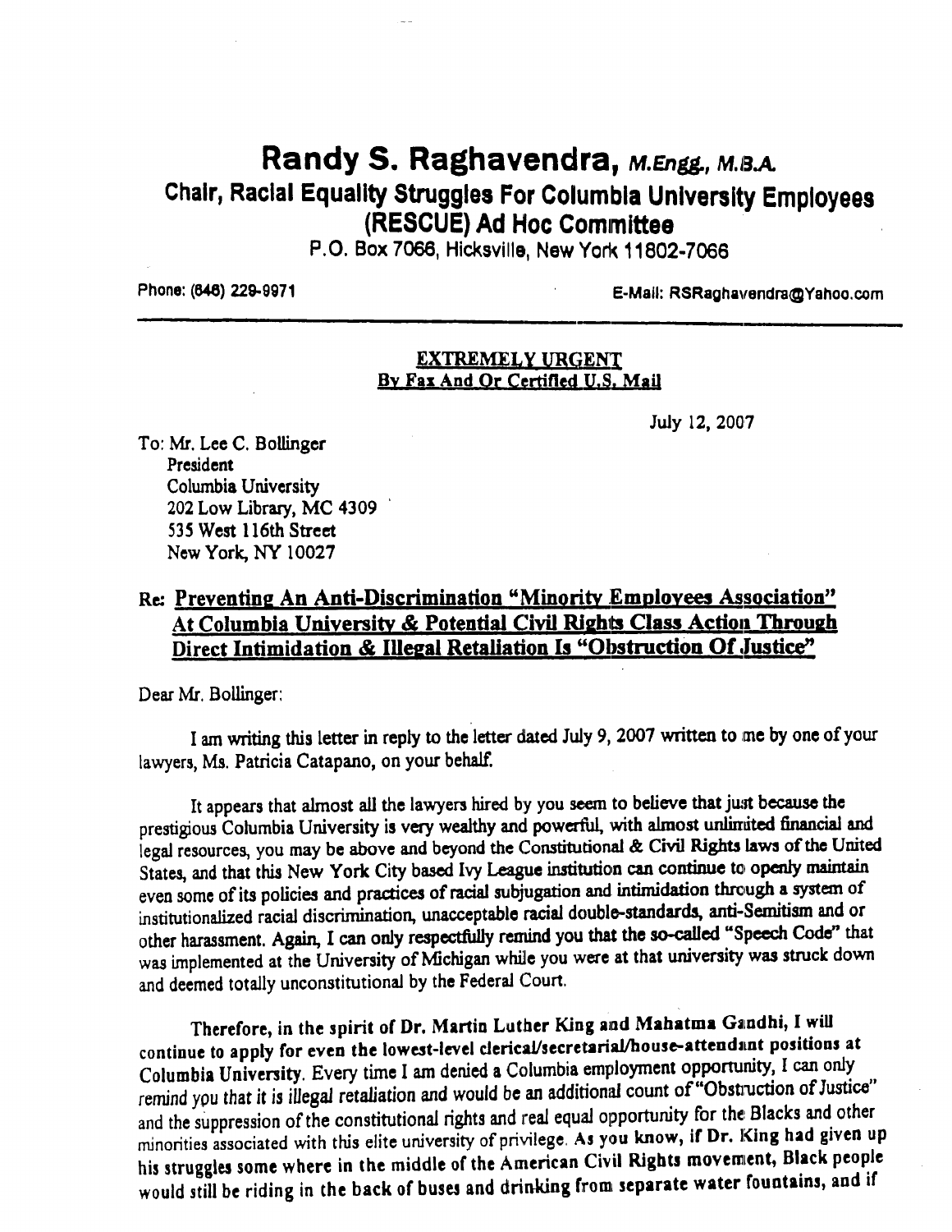# Randy S. Raghavendra, *M.Engg., M.B.A.*

## Chair, Racial Equality Struggles For Columbia University Employees (RESCUE) Ad Hoc Committee

P.O. Box 7066, Hicksville, New York 11802-7066

Phone: (646) 229-9971 E-Mail: RSRaghavendra@Yahoo.com

---

**EXTREMELY URGENT**
**By Fax And Or Certified U.S. Mail**

July 12, 2007

To: Mr. Lee C. Bollinger
President
Columbia University
202 Low Library, MC 4309
535 West 116th Street
New York, NY 10027

**Re: Preventing An Anti-Discrimination "Minority Employees Association" At Columbia University & Potential Civil Rights Class Action Through Direct Intimidation & Illegal Retaliation Is "Obstruction Of Justice"**

Dear Mr. Bollinger:

I am writing this letter in reply to the letter dated July 9, 2007 written to me by one of your lawyers, Ms. Patricia Catapano, on your behalf.

It appears that almost all the lawyers hired by you seem to believe that just because the prestigious Columbia University is very wealthy and powerful, with almost unlimited financial and legal resources, you may be above and beyond the Constitutional & Civil Rights laws of the United States, and that this New York City based Ivy League institution can continue to openly maintain even some of its policies and practices of racial subjugation and intimidation through a system of institutionalized racial discrimination, unacceptable racial double-standards, anti-Semitism and or other harassment. Again, I can only respectfully remind you that the so-called "Speech Code" that was implemented at the University of Michigan while you were at that university was struck down and deemed totally unconstitutional by the Federal Court.

**Therefore, in the spirit of Dr. Martin Luther King and Mahatma Gandhi, I will continue to apply for even the lowest-level clerical/secretarial/house-attendant positions at Columbia University.** Every time I am denied a Columbia employment opportunity, I can only remind you that it is illegal retaliation and would be an additional count of "Obstruction of Justice" and the suppression of the constitutional rights and real equal opportunity for the Blacks and other minorities associated with this elite university of privilege. **As you know, if Dr. King had given up his struggles some where in the middle of the American Civil Rights movement, Black people would still be riding in the back of buses and drinking from separate water fountains, and if**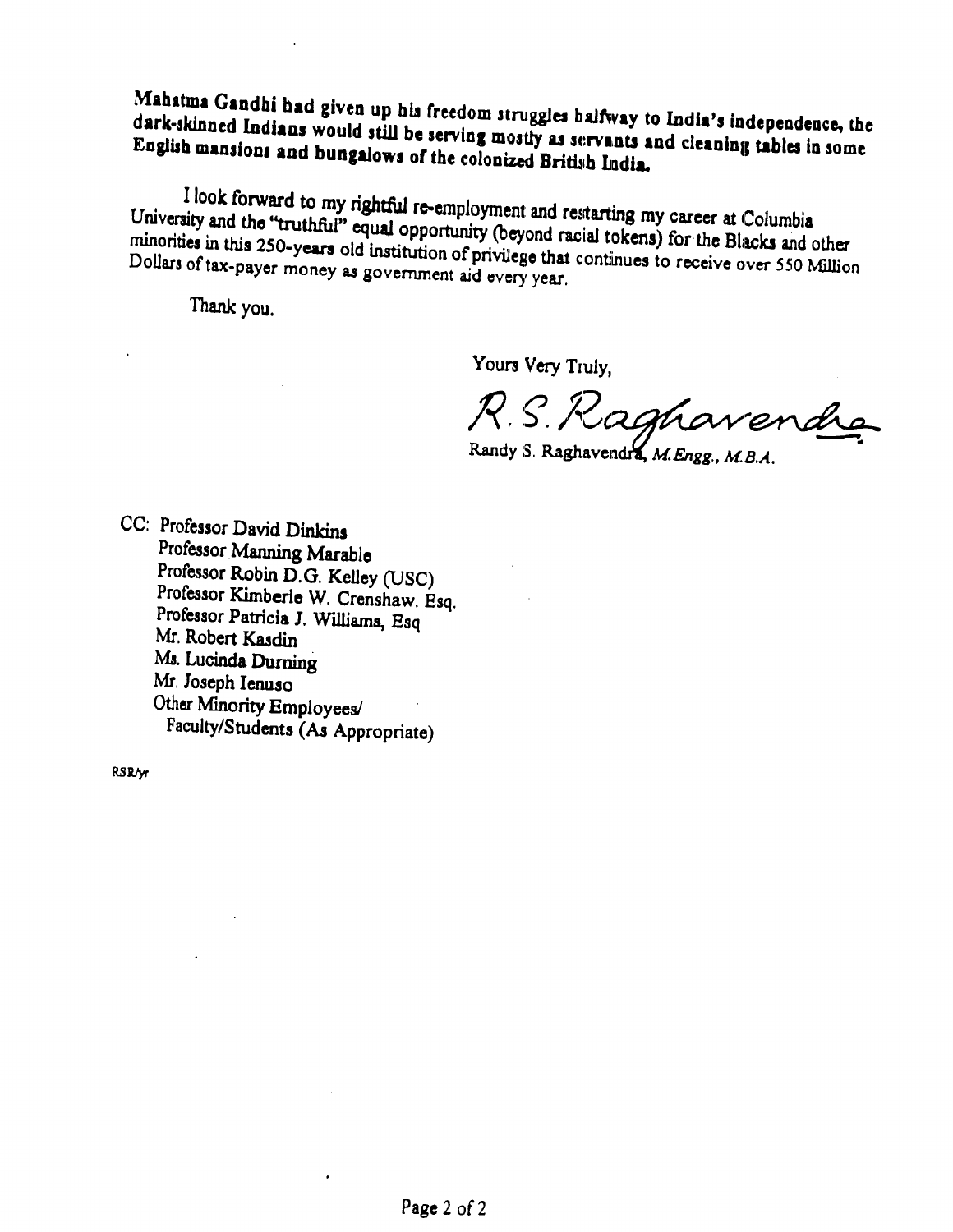Mahatma Gandhi had given up his freedom struggles halfway to India's independence, the dark-skinned Indians would still be serving mostly as servants and cleaning tables in some English mansions and bungalows of the colonized British India.

I look forward to my rightful re-employment and restarting my career at Columbia University and the "truthful" equal opportunity (beyond racial tokens) for the Blacks and other minorities in this 250-years old institution of privilege that continues to receive over 550 Million Dollars of tax-payer money as government aid every year.

Thank you.

Yours Very Truly,

R. S. Raghavendra

Randy S. Raghavendra, *M.Engg., M.B.A.*

CC: Professor David Dinkins
Professor Manning Marable
Professor Robin D.G. Kelley (USC)
Professor Kimberle W. Crenshaw. Esq.
Professor Patricia J. Williams, Esq
Mr. Robert Kasdin
Ms. Lucinda Durning
Mr. Joseph Ienuso
Other Minority Employees/
Faculty/Students (As Appropriate)

RSR/yr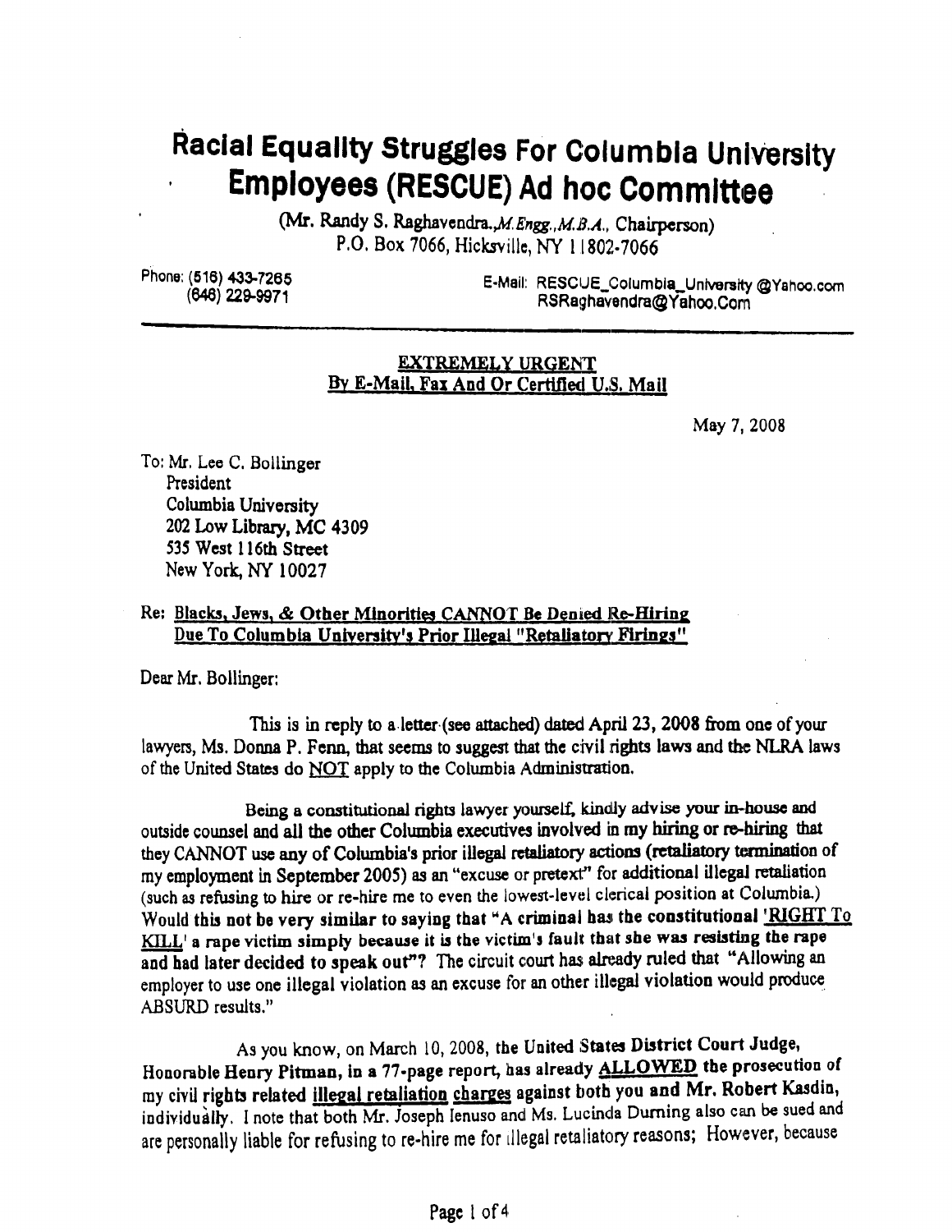# Racial Equality Struggles For Columbia University Employees (RESCUE) Ad hoc Committee

(Mr. Randy S. Raghavendra., *M.Engg., M.B.A.*, Chairperson)
P.O. Box 7066, Hicksville, NY 11802-7066

Phone: (516) 433-7265
(646) 229-9971

E-Mail: RESCUE_Columbia_University @Yahoo.com
RSRaghavendra@Yahoo.Com

---

**EXTREMELY URGENT**
**By E-Mail, Fax And Or Certified U.S. Mail**

May 7, 2008

To: Mr. Lee C. Bollinger
President
Columbia University
202 Low Library, MC 4309
535 West 116th Street
New York, NY 10027

Re: **Blacks, Jews, & Other Minorities CANNOT Be Denied Re-Hiring Due To Columbia University's Prior Illegal "Retaliatory Firings"**

Dear Mr. Bollinger:

This is in reply to a letter (see attached) dated April 23, 2008 from one of your lawyers, Ms. Donna P. Fenn, that seems to suggest that the civil rights laws and the NLRA laws of the United States do NOT apply to the Columbia Administration.

Being a constitutional rights lawyer yourself, kindly advise your in-house and outside counsel and all the other Columbia executives involved in my hiring or re-hiring that they CANNOT use any of Columbia's prior illegal retaliatory actions (retaliatory termination of my employment in September 2005) as an "excuse or pretext" for additional illegal retaliation (such as refusing to hire or re-hire me to even the lowest-level clerical position at Columbia.) **Would this not be very similar to saying that "A criminal has the constitutional 'RIGHT To KILL' a rape victim simply because it is the victim's fault that she was resisting the rape and had later decided to speak out"?** The circuit court has already ruled that "Allowing an employer to use one illegal violation as an excuse for an other illegal violation would produce ABSURD results."

As you know, on March 10, 2008, **the United States District Court Judge, Honorable Henry Pitman, in a 77-page report, has already ALLOWED the prosecution of my civil rights related illegal retaliation charges against both you and Mr. Robert Kasdin, individually.** I note that both Mr. Joseph Ienuso and Ms. Lucinda Durning also can be sued and are personally liable for refusing to re-hire me for illegal retaliatory reasons; However, because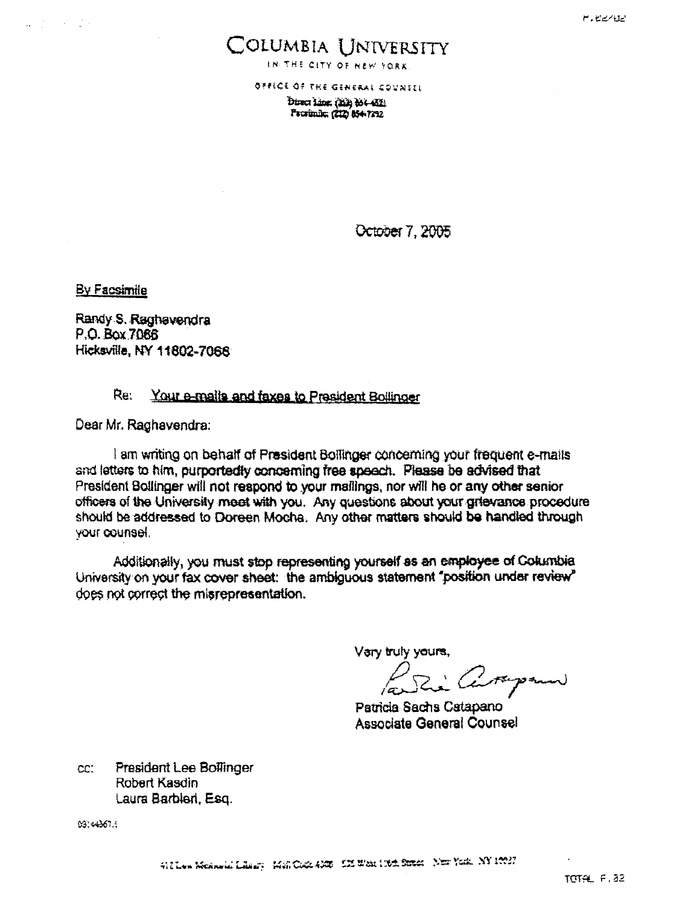# COLUMBIA UNIVERSITY

IN THE CITY OF NEW YORK

OFFICE OF THE GENERAL COUNSEL

Direct Line: (212) 854-4821
Facsimile: (212) 854-7292

October 7, 2005

By Facsimile

Randy S. Raghavendra
P.O. Box 7066
Hicksville, NY 11802-7066

Re: Your e-mails and faxes to President Bollinger

Dear Mr. Raghavendra:

I am writing on behalf of President Bollinger concerning your frequent e-mails and letters to him, purportedly concerning free speech. Please be advised that President Bollinger will not respond to your mailings, nor will he or any other senior officers of the University meet with you. Any questions about your grievance procedure should be addressed to Doreen Mocha. Any other matters should be handled through your counsel.

Additionally, you must stop representing yourself as an employee of Columbia University on your fax cover sheet: the ambiguous statement "position under review" does not correct the misrepresentation.

Very truly yours,

Patricia Sachs Catapano
Associate General Counsel

cc: President Lee Bollinger
Robert Kasdin
Laura Barbieri, Esq.

03144367.1

412 Low Memorial Library Mail Code 4308 535 West 116th Street New York, NY 10027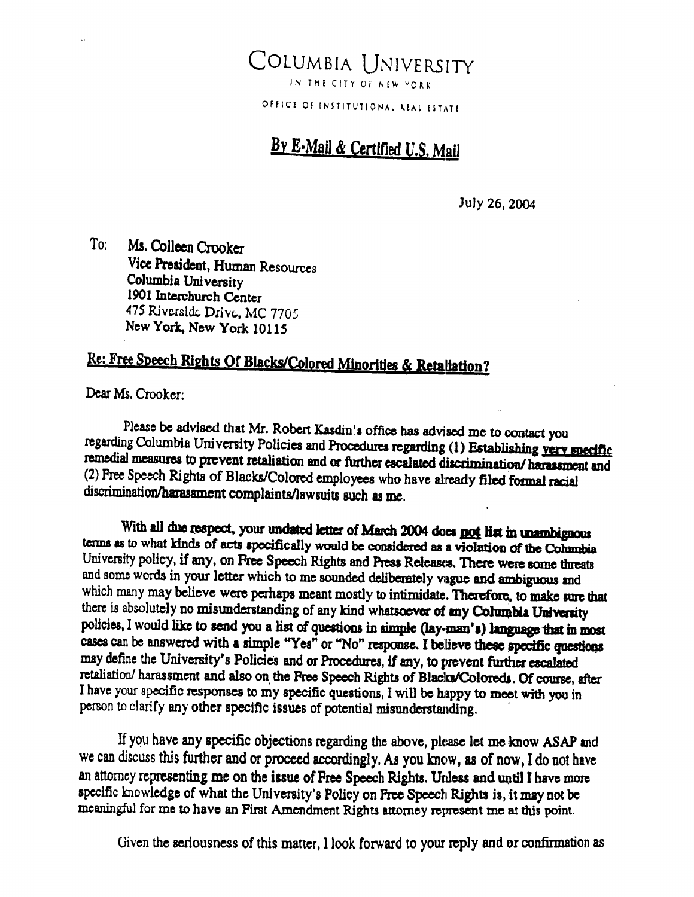# COLUMBIA UNIVERSITY

IN THE CITY OF NEW YORK

OFFICE OF INSTITUTIONAL REAL ESTATE

## By E-Mail & Certified U.S. Mail

July 26, 2004

To: Ms. Colleen Crooker
Vice President, Human Resources
Columbia University
1901 Interchurch Center
475 Riverside Drive, MC 7705
New York, New York 10115

**Re: Free Speech Rights Of Blacks/Colored Minorities & Retaliation?**

Dear Ms. Crooker:

Please be advised that Mr. Robert Kasdin's office has advised me to contact you regarding Columbia University Policies and Procedures regarding (1) Establishing **very specific** remedial measures to prevent retaliation and or further escalated discrimination/ harassment and (2) Free Speech Rights of Blacks/Colored employees who have already filed formal racial discrimination/harassment complaints/lawsuits such as me.

With all due respect, your undated letter of March 2004 does **not** list in unambiguous terms as to what kinds of acts specifically would be considered as a violation of the Columbia University policy, if any, on Free Speech Rights and Press Releases. There were some threats and some words in your letter which to me sounded deliberately vague and ambiguous and which many may believe were perhaps meant mostly to intimidate. Therefore, to make sure that there is absolutely no misunderstanding of any kind whatsoever of any Columbia University policies, I would like to send you a list of questions in simple (lay-man's) language that in most cases can be answered with a simple "Yes" or "No" response. I believe these specific questions may define the University's Policies and or Procedures, if any, to prevent further escalated retaliation/ harassment and also on the Free Speech Rights of Blacks/Coloreds. Of course, after I have your specific responses to my specific questions, I will be happy to meet with you in person to clarify any other specific issues of potential misunderstanding.

If you have any specific objections regarding the above, please let me know ASAP and we can discuss this further and or proceed accordingly. As you know, as of now, I do not have an attorney representing me on the issue of Free Speech Rights. Unless and until I have more specific knowledge of what the University's Policy on Free Speech Rights is, it may not be meaningful for me to have an First Amendment Rights attorney represent me at this point.

Given the seriousness of this matter, I look forward to your reply and or confirmation as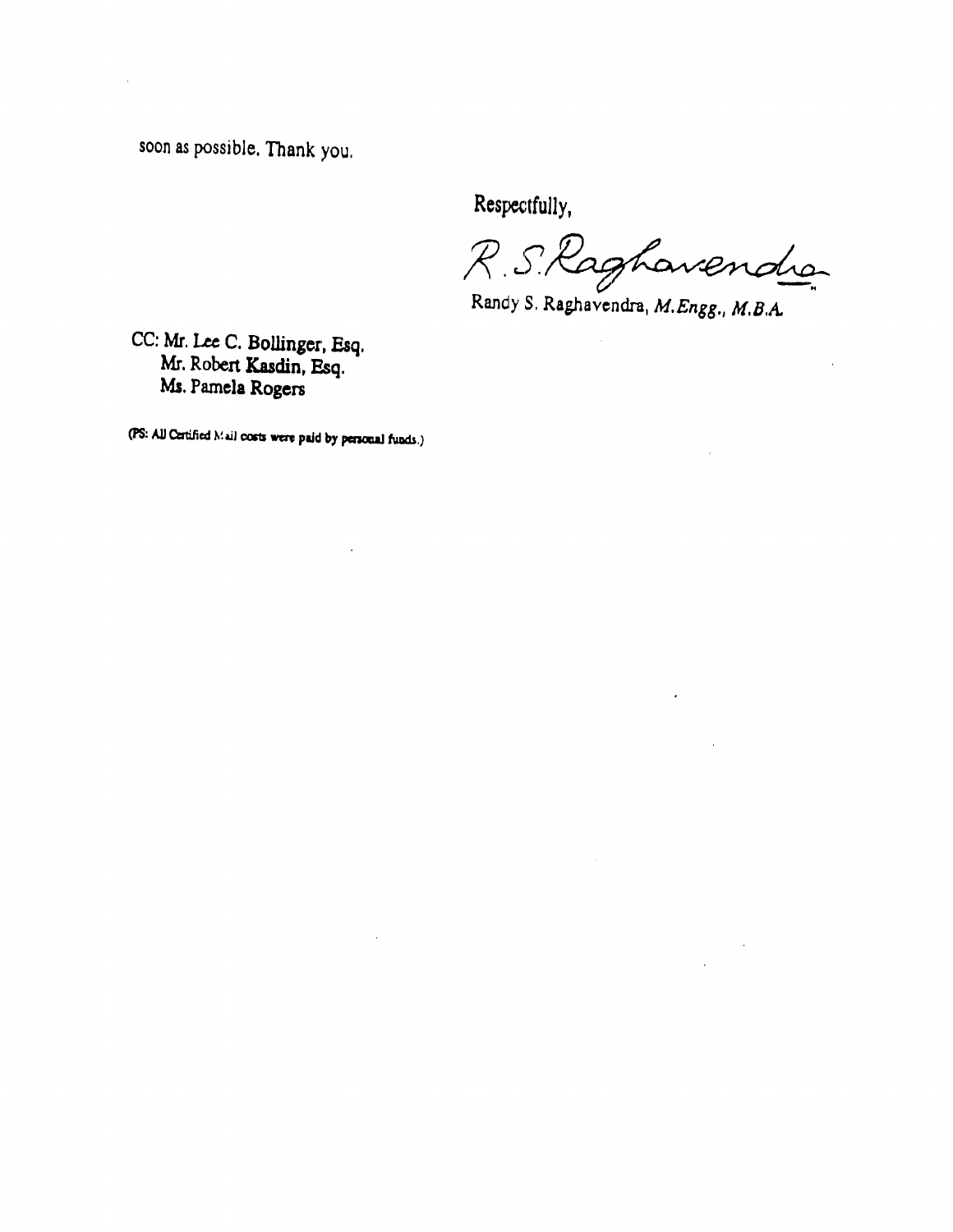soon as possible. Thank you.

Respectfully,

R. S. Raghavendra

Randy S. Raghavendra, *M.Engg., M.B.A.*

CC: Mr. Lee C. Bollinger, Esq.
Mr. Robert Kasdin, Esq.
Ms. Pamela Rogers

(PS: All Certified Mail costs were paid by personal funds.)